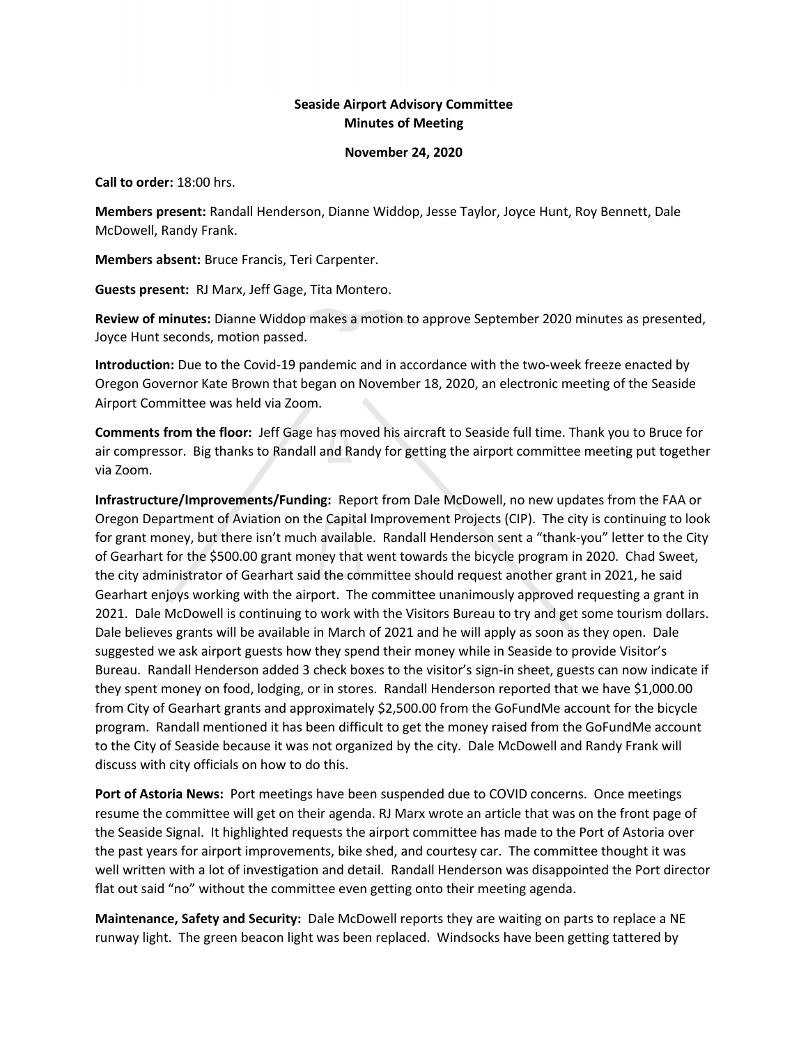**Seaside Airport Advisory Committee**
**Minutes of Meeting**

**November 24, 2020**

**Call to order:** 18:00 hrs.

**Members present:** Randall Henderson, Dianne Widdop, Jesse Taylor, Joyce Hunt, Roy Bennett, Dale McDowell, Randy Frank.

**Members absent:** Bruce Francis, Teri Carpenter.

**Guests present:** RJ Marx, Jeff Gage, Tita Montero.

**Review of minutes:** Dianne Widdop makes a motion to approve September 2020 minutes as presented, Joyce Hunt seconds, motion passed.

**Introduction:** Due to the Covid-19 pandemic and in accordance with the two-week freeze enacted by Oregon Governor Kate Brown that began on November 18, 2020, an electronic meeting of the Seaside Airport Committee was held via Zoom.

**Comments from the floor:** Jeff Gage has moved his aircraft to Seaside full time. Thank you to Bruce for air compressor. Big thanks to Randall and Randy for getting the airport committee meeting put together via Zoom.

**Infrastructure/Improvements/Funding:** Report from Dale McDowell, no new updates from the FAA or Oregon Department of Aviation on the Capital Improvement Projects (CIP). The city is continuing to look for grant money, but there isn't much available. Randall Henderson sent a "thank-you" letter to the City of Gearhart for the $500.00 grant money that went towards the bicycle program in 2020. Chad Sweet, the city administrator of Gearhart said the committee should request another grant in 2021, he said Gearhart enjoys working with the airport. The committee unanimously approved requesting a grant in 2021. Dale McDowell is continuing to work with the Visitors Bureau to try and get some tourism dollars. Dale believes grants will be available in March of 2021 and he will apply as soon as they open. Dale suggested we ask airport guests how they spend their money while in Seaside to provide Visitor's Bureau. Randall Henderson added 3 check boxes to the visitor's sign-in sheet, guests can now indicate if they spent money on food, lodging, or in stores. Randall Henderson reported that we have $1,000.00 from City of Gearhart grants and approximately $2,500.00 from the GoFundMe account for the bicycle program. Randall mentioned it has been difficult to get the money raised from the GoFundMe account to the City of Seaside because it was not organized by the city. Dale McDowell and Randy Frank will discuss with city officials on how to do this.

**Port of Astoria News:** Port meetings have been suspended due to COVID concerns. Once meetings resume the committee will get on their agenda. RJ Marx wrote an article that was on the front page of the Seaside Signal. It highlighted requests the airport committee has made to the Port of Astoria over the past years for airport improvements, bike shed, and courtesy car. The committee thought it was well written with a lot of investigation and detail. Randall Henderson was disappointed the Port director flat out said "no" without the committee even getting onto their meeting agenda.

**Maintenance, Safety and Security:** Dale McDowell reports they are waiting on parts to replace a NE runway light. The green beacon light was been replaced. Windsocks have been getting tattered by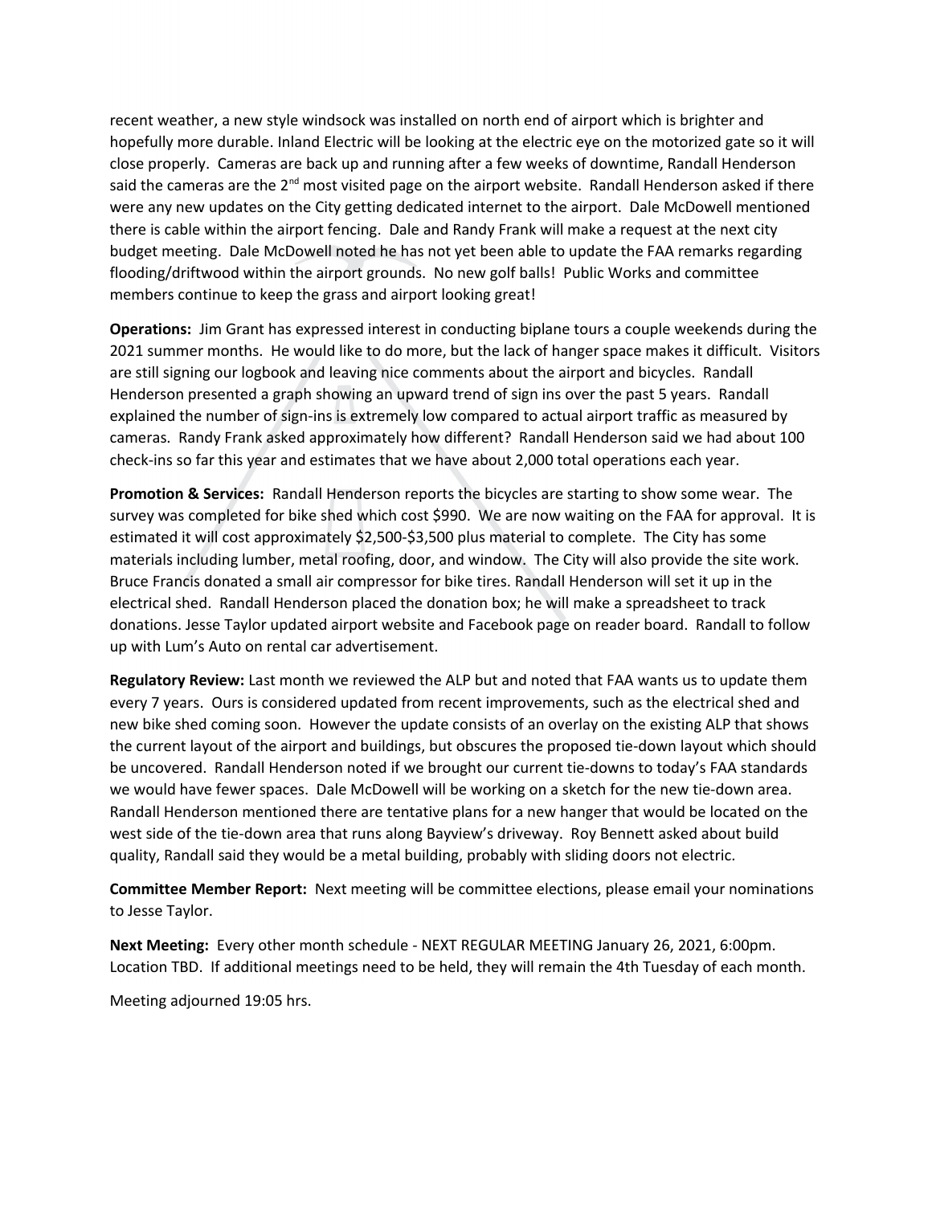recent weather, a new style windsock was installed on north end of airport which is brighter and hopefully more durable. Inland Electric will be looking at the electric eye on the motorized gate so it will close properly. Cameras are back up and running after a few weeks of downtime, Randall Henderson said the cameras are the 2nd most visited page on the airport website. Randall Henderson asked if there were any new updates on the City getting dedicated internet to the airport. Dale McDowell mentioned there is cable within the airport fencing. Dale and Randy Frank will make a request at the next city budget meeting. Dale McDowell noted he has not yet been able to update the FAA remarks regarding flooding/driftwood within the airport grounds. No new golf balls! Public Works and committee members continue to keep the grass and airport looking great!

**Operations:** Jim Grant has expressed interest in conducting biplane tours a couple weekends during the 2021 summer months. He would like to do more, but the lack of hanger space makes it difficult. Visitors are still signing our logbook and leaving nice comments about the airport and bicycles. Randall Henderson presented a graph showing an upward trend of sign ins over the past 5 years. Randall explained the number of sign-ins is extremely low compared to actual airport traffic as measured by cameras. Randy Frank asked approximately how different? Randall Henderson said we had about 100 check-ins so far this year and estimates that we have about 2,000 total operations each year.

**Promotion & Services:** Randall Henderson reports the bicycles are starting to show some wear. The survey was completed for bike shed which cost $990. We are now waiting on the FAA for approval. It is estimated it will cost approximately $2,500-$3,500 plus material to complete. The City has some materials including lumber, metal roofing, door, and window. The City will also provide the site work. Bruce Francis donated a small air compressor for bike tires. Randall Henderson will set it up in the electrical shed. Randall Henderson placed the donation box; he will make a spreadsheet to track donations. Jesse Taylor updated airport website and Facebook page on reader board. Randall to follow up with Lum's Auto on rental car advertisement.

**Regulatory Review:** Last month we reviewed the ALP but and noted that FAA wants us to update them every 7 years. Ours is considered updated from recent improvements, such as the electrical shed and new bike shed coming soon. However the update consists of an overlay on the existing ALP that shows the current layout of the airport and buildings, but obscures the proposed tie-down layout which should be uncovered. Randall Henderson noted if we brought our current tie-downs to today's FAA standards we would have fewer spaces. Dale McDowell will be working on a sketch for the new tie-down area. Randall Henderson mentioned there are tentative plans for a new hanger that would be located on the west side of the tie-down area that runs along Bayview's driveway. Roy Bennett asked about build quality, Randall said they would be a metal building, probably with sliding doors not electric.

**Committee Member Report:** Next meeting will be committee elections, please email your nominations to Jesse Taylor.

**Next Meeting:** Every other month schedule - NEXT REGULAR MEETING January 26, 2021, 6:00pm. Location TBD. If additional meetings need to be held, they will remain the 4th Tuesday of each month.

Meeting adjourned 19:05 hrs.